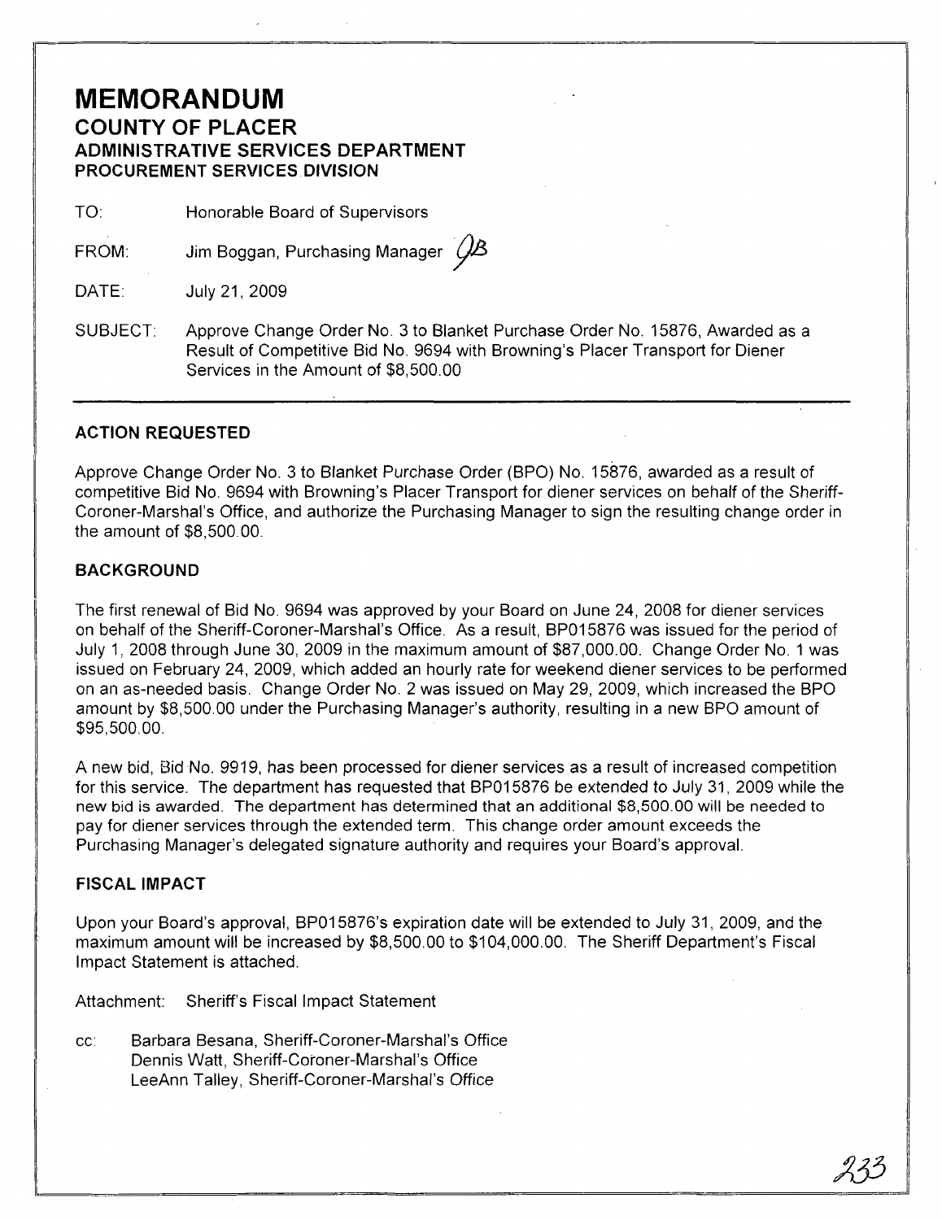# MEMORANDUM

## COUNTY OF PLACER

### ADMINISTRATIVE SERVICES DEPARTMENT

### PROCUREMENT SERVICES DIVISION

TO: Honorable Board of Supervisors

FROM: Jim Boggan, Purchasing Manager JB

DATE: July 21, 2009

SUBJECT: Approve Change Order No. 3 to Blanket Purchase Order No. 15876, Awarded as a Result of Competitive Bid No. 9694 with Browning's Placer Transport for Diener Services in the Amount of $8,500.00

---

### ACTION REQUESTED

Approve Change Order No. 3 to Blanket Purchase Order (BPO) No. 15876, awarded as a result of competitive Bid No. 9694 with Browning's Placer Transport for diener services on behalf of the Sheriff-Coroner-Marshal's Office, and authorize the Purchasing Manager to sign the resulting change order in the amount of $8,500.00.

### BACKGROUND

The first renewal of Bid No. 9694 was approved by your Board on June 24, 2008 for diener services on behalf of the Sheriff-Coroner-Marshal's Office. As a result, BP015876 was issued for the period of July 1, 2008 through June 30, 2009 in the maximum amount of $87,000.00. Change Order No. 1 was issued on February 24, 2009, which added an hourly rate for weekend diener services to be performed on an as-needed basis. Change Order No. 2 was issued on May 29, 2009, which increased the BPO amount by $8,500.00 under the Purchasing Manager's authority, resulting in a new BPO amount of $95,500.00.

A new bid, Bid No. 9919, has been processed for diener services as a result of increased competition for this service. The department has requested that BP015876 be extended to July 31, 2009 while the new bid is awarded. The department has determined that an additional $8,500.00 will be needed to pay for diener services through the extended term. This change order amount exceeds the Purchasing Manager's delegated signature authority and requires your Board's approval.

### FISCAL IMPACT

Upon your Board's approval, BP015876's expiration date will be extended to July 31, 2009, and the maximum amount will be increased by $8,500.00 to $104,000.00. The Sheriff Department's Fiscal Impact Statement is attached.

Attachment: Sheriff's Fiscal Impact Statement

cc: Barbara Besana, Sheriff-Coroner-Marshal's Office
Dennis Watt, Sheriff-Coroner-Marshal's Office
LeeAnn Talley, Sheriff-Coroner-Marshal's Office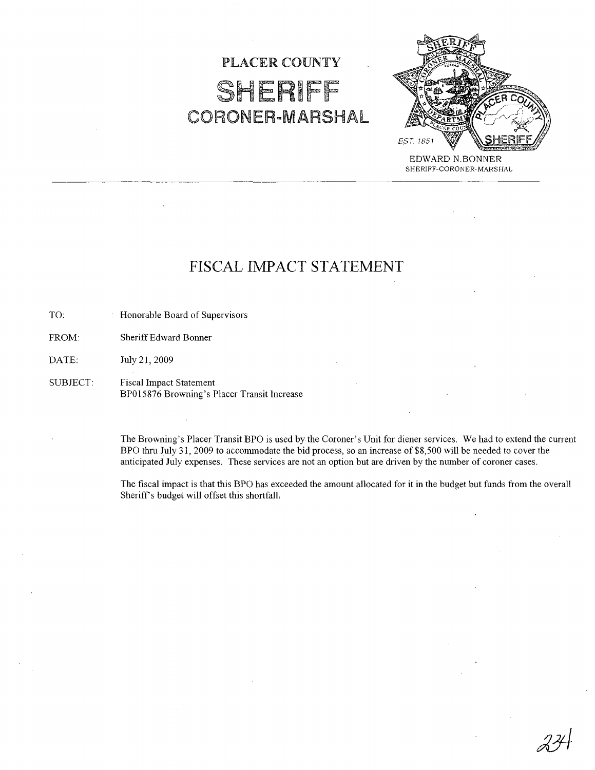PLACER COUNTY

# SHERIFF

## CORONER-MARSHAL

EDWARD N.BONNER
SHERIFF-CORONER-MARSHAL

# FISCAL IMPACT STATEMENT

TO: Honorable Board of Supervisors

FROM: Sheriff Edward Bonner

DATE: July 21, 2009

SUBJECT: Fiscal Impact Statement
BP015876 Browning's Placer Transit Increase

The Browning's Placer Transit BPO is used by the Coroner's Unit for diener services. We had to extend the current BPO thru July 31, 2009 to accommodate the bid process, so an increase of $8,500 will be needed to cover the anticipated July expenses. These services are not an option but are driven by the number of coroner cases.

The fiscal impact is that this BPO has exceeded the amount allocated for it in the budget but funds from the overall Sheriff's budget will offset this shortfall.